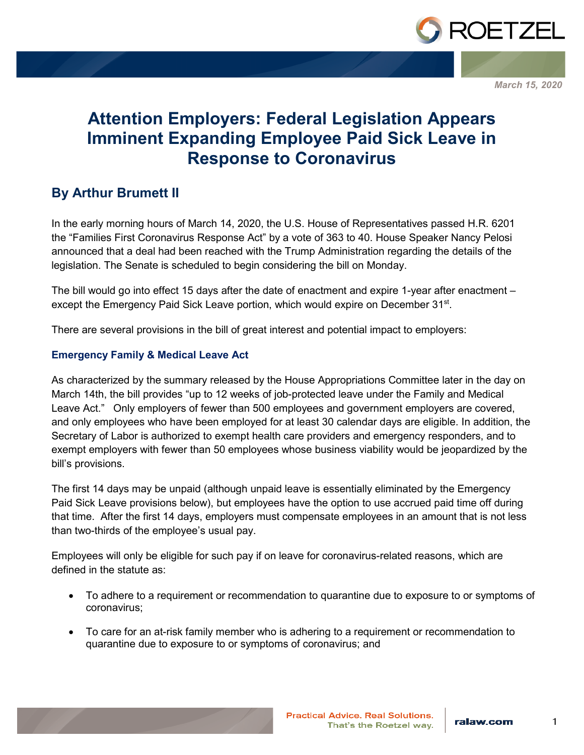March 15, 2020

# Attention Employers: Federal Legislation Appears Imminent Expanding Employee Paid Sick Leave in Response to Coronavirus

## By Arthur Brumett II

In the early morning hours of March 14, 2020, the U.S. House of Representatives passed H.R. 6201 the "Families First Coronavirus Response Act" by a vote of 363 to 40. House Speaker Nancy Pelosi announced that a deal had been reached with the Trump Administration regarding the details of the legislation. The Senate is scheduled to begin considering the bill on Monday.

The bill would go into effect 15 days after the date of enactment and expire 1-year after enactment – except the Emergency Paid Sick Leave portion, which would expire on December 31st.

There are several provisions in the bill of great interest and potential impact to employers:

### Emergency Family & Medical Leave Act

As characterized by the summary released by the House Appropriations Committee later in the day on March 14th, the bill provides "up to 12 weeks of job-protected leave under the Family and Medical Leave Act." Only employers of fewer than 500 employees and government employers are covered, and only employees who have been employed for at least 30 calendar days are eligible. In addition, the Secretary of Labor is authorized to exempt health care providers and emergency responders, and to exempt employers with fewer than 50 employees whose business viability would be jeopardized by the bill's provisions.

The first 14 days may be unpaid (although unpaid leave is essentially eliminated by the Emergency Paid Sick Leave provisions below), but employees have the option to use accrued paid time off during that time. After the first 14 days, employers must compensate employees in an amount that is not less than two-thirds of the employee's usual pay.

Employees will only be eligible for such pay if on leave for coronavirus-related reasons, which are defined in the statute as:

- To adhere to a requirement or recommendation to quarantine due to exposure to or symptoms of coronavirus;
- To care for an at-risk family member who is adhering to a requirement or recommendation to quarantine due to exposure to or symptoms of coronavirus; and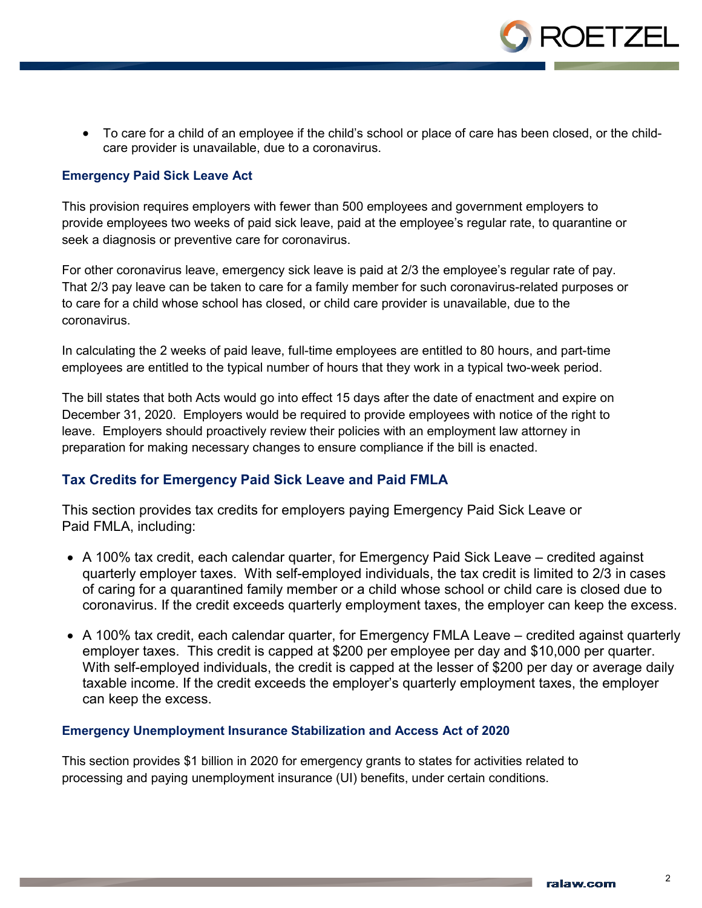- To care for a child of an employee if the child's school or place of care has been closed, or the child-care provider is unavailable, due to a coronavirus.

### Emergency Paid Sick Leave Act

This provision requires employers with fewer than 500 employees and government employers to provide employees two weeks of paid sick leave, paid at the employee's regular rate, to quarantine or seek a diagnosis or preventive care for coronavirus.

For other coronavirus leave, emergency sick leave is paid at 2/3 the employee's regular rate of pay. That 2/3 pay leave can be taken to care for a family member for such coronavirus-related purposes or to care for a child whose school has closed, or child care provider is unavailable, due to the coronavirus.

In calculating the 2 weeks of paid leave, full-time employees are entitled to 80 hours, and part-time employees are entitled to the typical number of hours that they work in a typical two-week period.

The bill states that both Acts would go into effect 15 days after the date of enactment and expire on December 31, 2020. Employers would be required to provide employees with notice of the right to leave. Employers should proactively review their policies with an employment law attorney in preparation for making necessary changes to ensure compliance if the bill is enacted.

## Tax Credits for Emergency Paid Sick Leave and Paid FMLA

This section provides tax credits for employers paying Emergency Paid Sick Leave or Paid FMLA, including:

- A 100% tax credit, each calendar quarter, for Emergency Paid Sick Leave – credited against quarterly employer taxes. With self-employed individuals, the tax credit is limited to 2/3 in cases of caring for a quarantined family member or a child whose school or child care is closed due to coronavirus. If the credit exceeds quarterly employment taxes, the employer can keep the excess.
- A 100% tax credit, each calendar quarter, for Emergency FMLA Leave – credited against quarterly employer taxes. This credit is capped at $200 per employee per day and $10,000 per quarter. With self-employed individuals, the credit is capped at the lesser of $200 per day or average daily taxable income. If the credit exceeds the employer's quarterly employment taxes, the employer can keep the excess.

### Emergency Unemployment Insurance Stabilization and Access Act of 2020

This section provides $1 billion in 2020 for emergency grants to states for activities related to processing and paying unemployment insurance (UI) benefits, under certain conditions.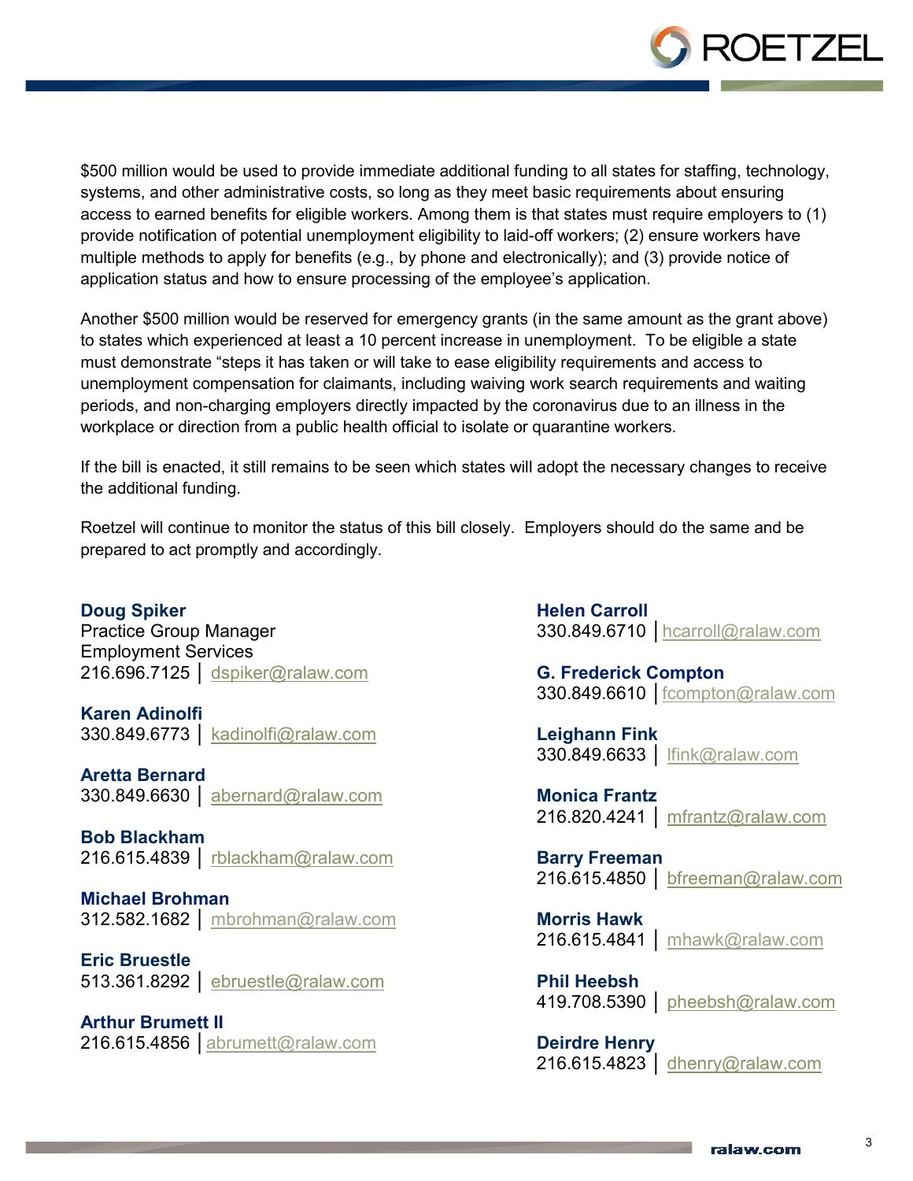$500 million would be used to provide immediate additional funding to all states for staffing, technology, systems, and other administrative costs, so long as they meet basic requirements about ensuring access to earned benefits for eligible workers. Among them is that states must require employers to (1) provide notification of potential unemployment eligibility to laid-off workers; (2) ensure workers have multiple methods to apply for benefits (e.g., by phone and electronically); and (3) provide notice of application status and how to ensure processing of the employee's application.

Another $500 million would be reserved for emergency grants (in the same amount as the grant above) to states which experienced at least a 10 percent increase in unemployment. To be eligible a state must demonstrate "steps it has taken or will take to ease eligibility requirements and access to unemployment compensation for claimants, including waiving work search requirements and waiting periods, and non-charging employers directly impacted by the coronavirus due to an illness in the workplace or direction from a public health official to isolate or quarantine workers.

If the bill is enacted, it still remains to be seen which states will adopt the necessary changes to receive the additional funding.

Roetzel will continue to monitor the status of this bill closely. Employers should do the same and be prepared to act promptly and accordingly.

**Doug Spiker**
Practice Group Manager
Employment Services
216.696.7125 | dspiker@ralaw.com

**Karen Adinolfi**
330.849.6773 | kadinolfi@ralaw.com

**Aretta Bernard**
330.849.6630 | abernard@ralaw.com

**Bob Blackham**
216.615.4839 | rblackham@ralaw.com

**Michael Brohman**
312.582.1682 | mbrohman@ralaw.com

**Eric Bruestle**
513.361.8292 | ebruestle@ralaw.com

**Arthur Brumett II**
216.615.4856 | abrumett@ralaw.com

**Helen Carroll**
330.849.6710 | hcarroll@ralaw.com

**G. Frederick Compton**
330.849.6610 | fcompton@ralaw.com

**Leighann Fink**
330.849.6633 | lfink@ralaw.com

**Monica Frantz**
216.820.4241 | mfrantz@ralaw.com

**Barry Freeman**
216.615.4850 | bfreeman@ralaw.com

**Morris Hawk**
216.615.4841 | mhawk@ralaw.com

**Phil Heebsh**
419.708.5390 | pheebsh@ralaw.com

**Deirdre Henry**
216.615.4823 | dhenry@ralaw.com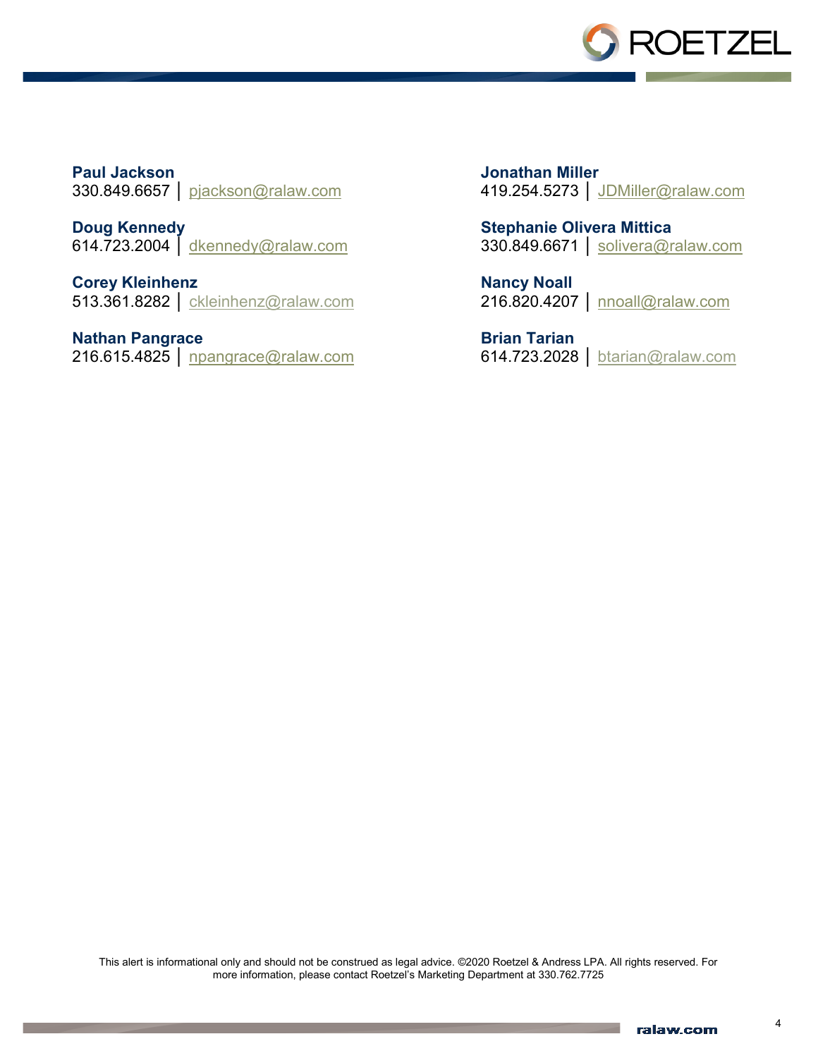**Paul Jackson**
330.849.6657 │ pjackson@ralaw.com

**Doug Kennedy**
614.723.2004 │ dkennedy@ralaw.com

**Corey Kleinhenz**
513.361.8282 │ ckleinhenz@ralaw.com

**Nathan Pangrace**
216.615.4825 │ npangrace@ralaw.com

**Jonathan Miller**
419.254.5273 │ JDMiller@ralaw.com

**Stephanie Olivera Mittica**
330.849.6671 │ solivera@ralaw.com

**Nancy Noall**
216.820.4207 │ nnoall@ralaw.com

**Brian Tarian**
614.723.2028 │ btarian@ralaw.com

This alert is informational only and should not be construed as legal advice. ©2020 Roetzel & Andress LPA. All rights reserved. For more information, please contact Roetzel's Marketing Department at 330.762.7725